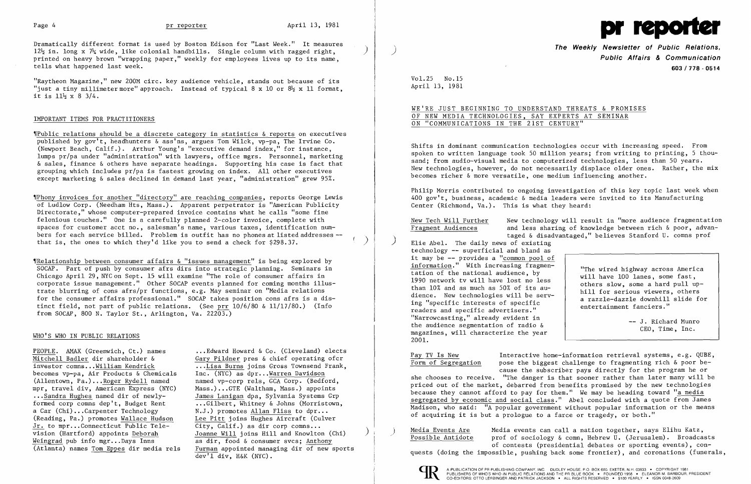Dramatically different format is used by Boston Edison for "Last Week." It measures 12½ in. long x 7¼ wide, like colonial handbills. Single column with ragged right, printed on heavy brown "wrapping paper," weekly for employees lives up to its name, tells what happened last week.

"Raytheon Magazine," new 200M circ. key audience vehicle, stands out because of its "just a tiny millimeter more" approach. Instead of typical 8 x 10 or 8½ x 11 format, it is 11½ x 8 3/4.

## IMPORTANT ITEMS FOR PRACTITIONERS

¶Public relations should be a discrete category in statistics & reports on executives published by gov't, headhunters & ass'ns, argues Tom Wilck, vp-pa, The Irvine Co. (Newport Beach, Calif.). Arthur Young's "executive demand index," for instance, lumps pr/pa under "administration" with lawyers, office mgrs. Personnel, marketing & sales, finance & others have separate headings. Supporting his case is fact that grouping which includes pr/pa is fastest growing on index. All other executives except marketing & sales declined in demand last year, "administration" grew 95%.

¶Phony invoices for another "directory" are reaching companies, reports George Lewis of Ludlow Corp. (Needham Hts, Mass.). Apparent perpetrator is "American Publicity Directorate," whose computer-prepared invoice contains what he calls "some fine felonious touches." One is a carefully planned 2-color invoice, complete with spaces for customer acct no., salesman's name, various taxes, identification numbers for each service billed. Problem is outfit has no phones at listed addresses -- that is, the ones to which they'd like you to send a check for $298.37.

¶Relationship between consumer affairs & "issues management" is being explored by SOCAP. Part of push by consumer afrs dirs into strategic planning. Seminars in Chicago April 29, NYC on Sept. 15 will examine "The role of consumer affairs in corporate issue management." Other SOCAP events planned for coming months illustrate blurring of cons afrs/pr functions, e.g. May seminar on "Media relations for the consumer affairs professional." SOCAP takes position cons afrs is a distinct field, not part of public relations. (See prr 10/6/80 & 11/17/80.) (Info from SOCAP, 800 N. Taylor St., Arlington, Va. 22203.)

## WHO'S WHO IN PUBLIC RELATIONS

PEOPLE. AMAX (Greenwich, Ct.) names Mitchell Badler dir shareholder & investor comns...William Kendrick becomes vp-pa, Air Products & Chemicals (Allentown, Pa.)...Roger Rydell named mpr, travel div, American Express (NYC) ...Sandra Hughes named dir of newly-formed corp comns dep't, Budget Rent a Car (Chi)...Carpenter Technology (Reading, Pa.) promotes Wallace Hudson Jr. to mpr...Connecticut Public Television (Hartford) appoints Deborah Weingrad pub info mgr...Days Inns (Atlanta) names Tom Eppes dir media rels ...Edward Howard & Co. (Cleveland) elects Gary Pildner pres & chief operating ofcr ...Lisa Burns joins Gross Townsend Frank, Inc. (NYC) as dpr...Warren Davidson named vp-corp rels, GCA Corp. (Bedford, Mass.)...GTE (Waltham, Mass.) appoints James Lanigan dpa, Sylvania Systems Grp ...Gilbert, Whitney & Johns (Morristown, N.J.) promotes Allan Fliss to dpr... Lee Pitt joins Hughes Aircraft (Culver City, Calif.) as dir corp comns... Joanne Will joins Hill and Knowlton (Chi) as dir, food & consumer svcs; Anthony Furman appointed managing dir of new sports dev'l div, H&K (NYC).

# pr reporter

**The Weekly Newsletter of Public Relations, Public Affairs & Communication**

603 / 778 - 0514

Vol.25 No.15
April 13, 1981

## WE'RE JUST BEGINNING TO UNDERSTAND THREATS & PROMISES OF NEW MEDIA TECHNOLOGIES, SAY EXPERTS AT SEMINAR ON "COMMUNICATIONS IN THE 21ST CENTURY"

Shifts in dominant communication technologies occur with increasing speed. From spoken to written language took 50 million years; from writing to printing, 5 thousand; from audio-visual media to computerized technologies, less than 50 years. New technologies, however, do not necessarily displace older ones. Rather, the mix becomes richer & more versatile, one medium influencing another.

Philip Morris contributed to ongoing investigation of this key topic last week when 400 gov't, business, academic & media leaders were invited to its Manufacturing Center (Richmond, Va.). This is what they heard:

New Tech Will Further Fragment Audiences — New technology will result in "more audience fragmentation and less sharing of knowledge between rich & poor, advantaged & disadvantaged," believes Stanford U. comns prof Elie Abel. The daily news of existing technology -- superficial and bland as it may be -- provides a "common pool of information." With increasing fragmentation of the national audience, by 1990 network tv will have lost no less than 10% and as much as 50% of its audience. New technologies will be serving "specific interests of specific readers and specific advertisers." "Narrowcasting," already evident in the audience segmentation of radio & magazines, will characterize the year 2001.

> "The wired highway across America will have 100 lanes, some fast, others slow, some a hard pull uphill for serious viewers, others a razzle-dazzle downhill slide for entertainment fanciers."
>
> -- J. Richard Munro, CEO, Time, Inc.

Pay TV Is New Form of Segregation — Interactive home-information retrieval systems, e.g. QUBE, pose the biggest challenge to fragmenting rich & poor because the subscriber pays directly for the program he or she chooses to receive. "The danger is that sooner rather than later many will be priced out of the market, debarred from benefits promised by the new technologies because they cannot afford to pay for them." We may be heading toward "a media segregated by economic and social class." Abel concluded with a quote from James Madison, who said: "A popular government without popular information or the means of acquiring it is but a prologue to a farce or tragedy, or both."

Media Events Are Possible Antidote — Media events can call a nation together, says Elihu Katz, prof of sociology & comn, Hebrew U. (Jerusalem). Broadcasts of contests (presidential debates or sporting events), conquests (doing the impossible, pushing back some frontier), and coronations (funerals,

A PUBLICATION OF PR PUBLISHING COMPANY, INC. DUDLEY HOUSE, P.O. BOX 600, EXETER, N.H. 03833 • COPYRIGHT 1981 PUBLISHERS OF WHO'S WHO IN PUBLIC RELATIONS AND THE PR BLUE BOOK • FOUNDED 1958 • ELEANOR M. BARBOUR, PRESIDENT CO-EDITORS: OTTO LERBINGER AND PATRICK JACKSON • ALL RIGHTS RESERVED • $100 YEARLY • ISSN 0048-2609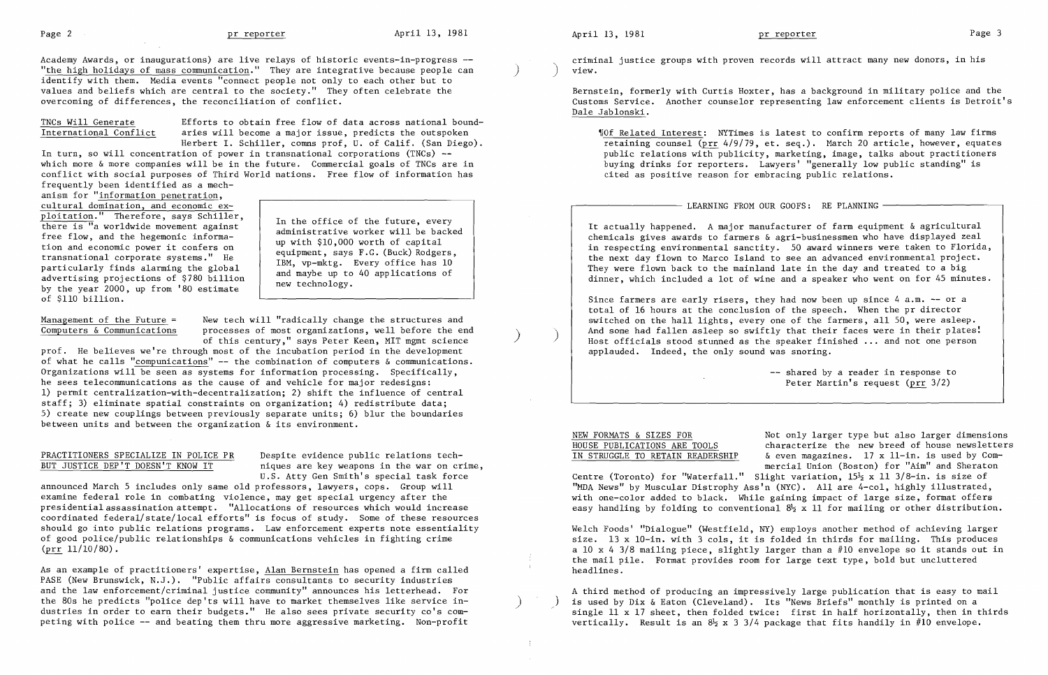Academy Awards, or inaugurations) are live relays of historic events-in-progress -- "the high holidays of mass communication." They are integrative because people can identify with them. Media events "connect people not only to each other but to values and beliefs which are central to the society." They often celebrate the overcoming of differences, the reconciliation of conflict.

**TNCs Will Generate International Conflict** Efforts to obtain free flow of data across national boundaries will become a major issue, predicts the outspoken Herbert I. Schiller, comns prof, U. of Calif. (San Diego). In turn, so will concentration of power in transnational corporations (TNCs) -- which more & more companies will be in the future. Commercial goals of TNCs are in conflict with social purposes of Third World nations. Free flow of information has frequently been identified as a mechanism for "information penetration, cultural domination, and economic exploitation." Therefore, says Schiller, there is "a worldwide movement against free flow, and the hegemonic information and economic power it confers on transnational corporate systems." He particularly finds alarming the global advertising projections of $780 billion by the year 2000, up from '80 estimate of $110 billion.

> In the office of the future, every administrative worker will be backed up with $10,000 worth of capital equipment, says F.G. (Buck) Rodgers, IBM, vp-mktg. Every office has 10 and maybe up to 40 applications of new technology.

**Management of the Future = Computers & Communications** New tech will "radically change the structures and processes of most organizations, well before the end of this century," says Peter Keen, MIT mgmt science prof. He believes we're through most of the incubation period in the development of what he calls "compunications" -- the combination of computers & communications. Organizations will be seen as systems for information processing. Specifically, he sees telecommunications as the cause of and vehicle for major redesigns: 1) permit centralization-with-decentralization; 2) shift the influence of central staff; 3) eliminate spatial constraints on organization; 4) redistribute data; 5) create new couplings between previously separate units; 6) blur the boundaries between units and between the organization & its environment.

**PRACTITIONERS SPECIALIZE IN POLICE PR BUT JUSTICE DEP'T DOESN'T KNOW IT** Despite evidence public relations techniques are key weapons in the war on crime, U.S. Atty Gen Smith's special task force announced March 5 includes only same old professors, lawyers, cops. Group will examine federal role in combating violence, may get special urgency after the presidential assassination attempt. "Allocations of resources which would increase coordinated federal/state/local efforts" is focus of study. Some of these resources should go into public relations programs. Law enforcement experts note essentiality of good police/public relationships & communications vehicles in fighting crime (prr 11/10/80).

As an example of practitioners' expertise, Alan Bernstein has opened a firm called PASE (New Brunswick, N.J.). "Public affairs consultants to security industries and the law enforcement/criminal justice community" announces his letterhead. For the 80s he predicts "police dep'ts will have to market themselves like service industries in order to earn their budgets." He also sees private security co's competing with police -- and beating them thru more aggressive marketing. Non-profit criminal justice groups with proven records will attract many new donors, in his view.

Bernstein, formerly with Curtis Hoxter, has a background in military police and the Customs Service. Another counselor representing law enforcement clients is Detroit's Dale Jablonski.

¶Of Related Interest: NYTimes is latest to confirm reports of many law firms retaining counsel (prr 4/9/79, et. seq.). March 20 article, however, equates public relations with publicity, marketing, image, talks about practitioners buying drinks for reporters. Lawyers' "generally low public standing" is cited as positive reason for embracing public relations.

---

**LEARNING FROM OUR GOOFS: RE PLANNING**

It actually happened. A major manufacturer of farm equipment & agricultural chemicals gives awards to farmers & agri-businessmen who have displayed zeal in respecting environmental sanctity. 50 award winners were taken to Florida, the next day flown to Marco Island to see an advanced environmental project. They were flown back to the mainland late in the day and treated to a big dinner, which included a lot of wine and a speaker who went on for 45 minutes.

Since farmers are early risers, they had now been up since 4 a.m. -- or a total of 16 hours at the conclusion of the speech. When the pr director switched on the hall lights, every one of the farmers, all 50, were asleep. And some had fallen asleep so swiftly that their faces were in their plates! Host officials stood stunned as the speaker finished ... and not one person applauded. Indeed, the only sound was snoring.

-- shared by a reader in response to Peter Martin's request (prr 3/2)

---

**NEW FORMATS & SIZES FOR HOUSE PUBLICATIONS ARE TOOLS IN STRUGGLE TO RETAIN READERSHIP** Not only larger type but also larger dimensions characterize the new breed of house newsletters & even magazines. 17 x 11-in. is used by Commercial Union (Boston) for "Aim" and Sheraton Centre (Toronto) for "Waterfall." Slight variation, 15½ x 11 3/8-in. is size of "MDA News" by Muscular Dystrophy Ass'n (NYC). All are 4-col, highly illustrated, with one-color added to black. While gaining impact of large size, format offers easy handling by folding to conventional 8½ x 11 for mailing or other distribution.

Welch Foods' "Dialogue" (Westfield, NY) employs another method of achieving larger size. 13 x 10-in. with 3 cols, it is folded in thirds for mailing. This produces a 10 x 4 3/8 mailing piece, slightly larger than a #10 envelope so it stands out in the mail pile. Format provides room for large text type, bold but uncluttered headlines.

A third method of producing an impressively large publication that is easy to mail is used by Dix & Eaton (Cleveland). Its "News Briefs" monthly is printed on a single 11 x 17 sheet, then folded twice: first in half horizontally, then in thirds vertically. Result is an 8½ x 3 3/4 package that fits handily in #10 envelope.